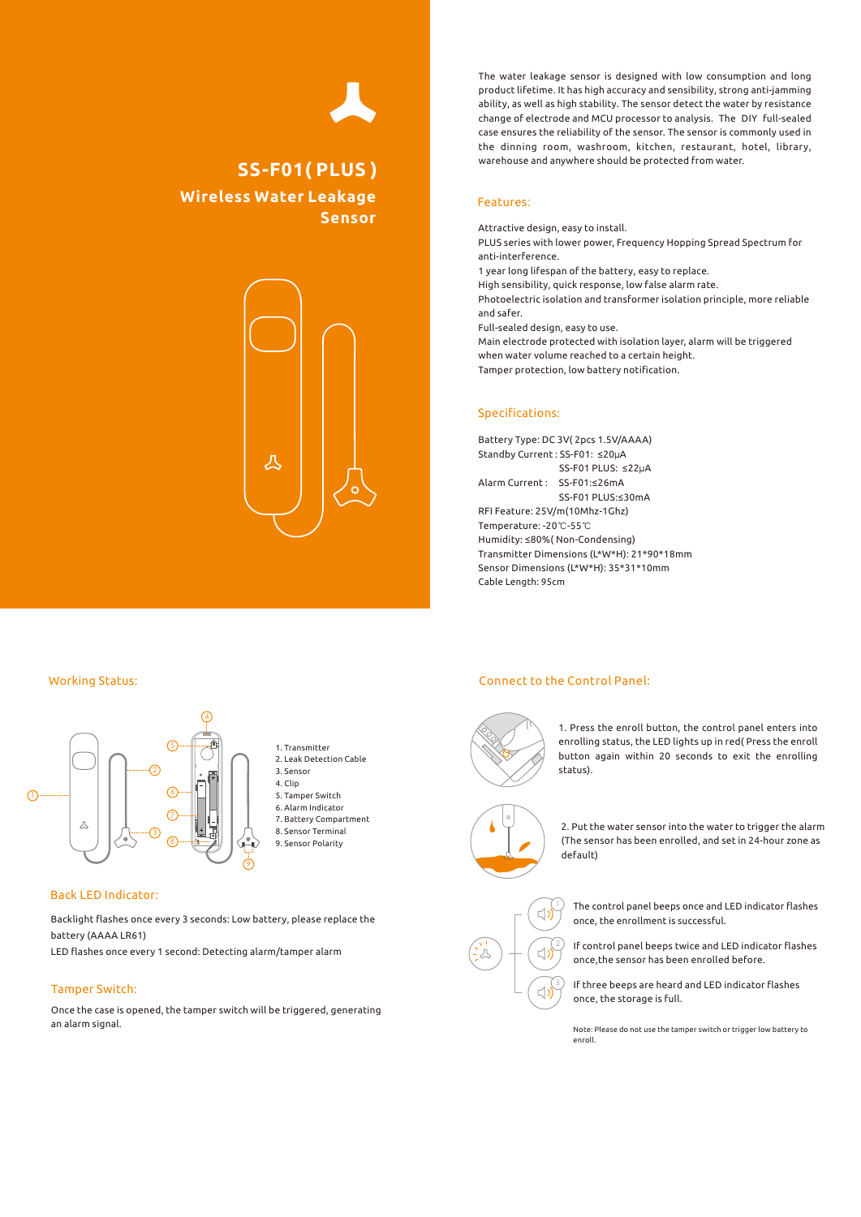# SS-F01( PLUS )

## Wireless Water Leakage Sensor

The water leakage sensor is designed with low consumption and long product lifetime. It has high accuracy and sensibility, strong anti-jamming ability, as well as high stability. The sensor detect the water by resistance change of electrode and MCU processor to analysis. The DIY full-sealed case ensures the reliability of the sensor. The sensor is commonly used in the dinning room, washroom, kitchen, restaurant, hotel, library, warehouse and anywhere should be protected from water.

## Features:

Attractive design, easy to install.
PLUS series with lower power, Frequency Hopping Spread Spectrum for anti-interference.
1 year long lifespan of the battery, easy to replace.
High sensibility, quick response, low false alarm rate.
Photoelectric isolation and transformer isolation principle, more reliable and safer.
Full-sealed design, easy to use.
Main electrode protected with isolation layer, alarm will be triggered when water volume reached to a certain height.
Tamper protection, low battery notification.

## Specifications:

Battery Type: DC 3V( 2pcs 1.5V/AAAA)
Standby Current : SS-F01: ≤20μA
SS-F01 PLUS: ≤22μA
Alarm Current : SS-F01:≤26mA
SS-F01 PLUS:≤30mA
RFI Feature: 25V/m(10Mhz-1Ghz)
Temperature: -20℃-55℃
Humidity: ≤80%( Non-Condensing)
Transmitter Dimensions (L*W*H): 21*90*18mm
Sensor Dimensions (L*W*H): 35*31*10mm
Cable Length: 95cm

## Working Status:

1. Transmitter
2. Leak Detection Cable
3. Sensor
4. Clip
5. Tamper Switch
6. Alarm Indicator
7. Battery Compartment
8. Sensor Terminal
9. Sensor Polarity

## Back LED Indicator:

Backlight flashes once every 3 seconds: Low battery, please replace the battery (AAAA LR61)

LED flashes once every 1 second: Detecting alarm/tamper alarm

## Tamper Switch:

Once the case is opened, the tamper switch will be triggered, generating an alarm signal.

## Connect to the Control Panel:

1. Press the enroll button, the control panel enters into enrolling status, the LED lights up in red( Press the enroll button again within 20 seconds to exit the enrolling status).

2. Put the water sensor into the water to trigger the alarm (The sensor has been enrolled, and set in 24-hour zone as default)

1. The control panel beeps once and LED indicator flashes once, the enrollment is successful.

2. If control panel beeps twice and LED indicator flashes once,the sensor has been enrolled before.

3. If three beeps are heard and LED indicator flashes once, the storage is full.

Note: Please do not use the tamper switch or trigger low battery to enroll.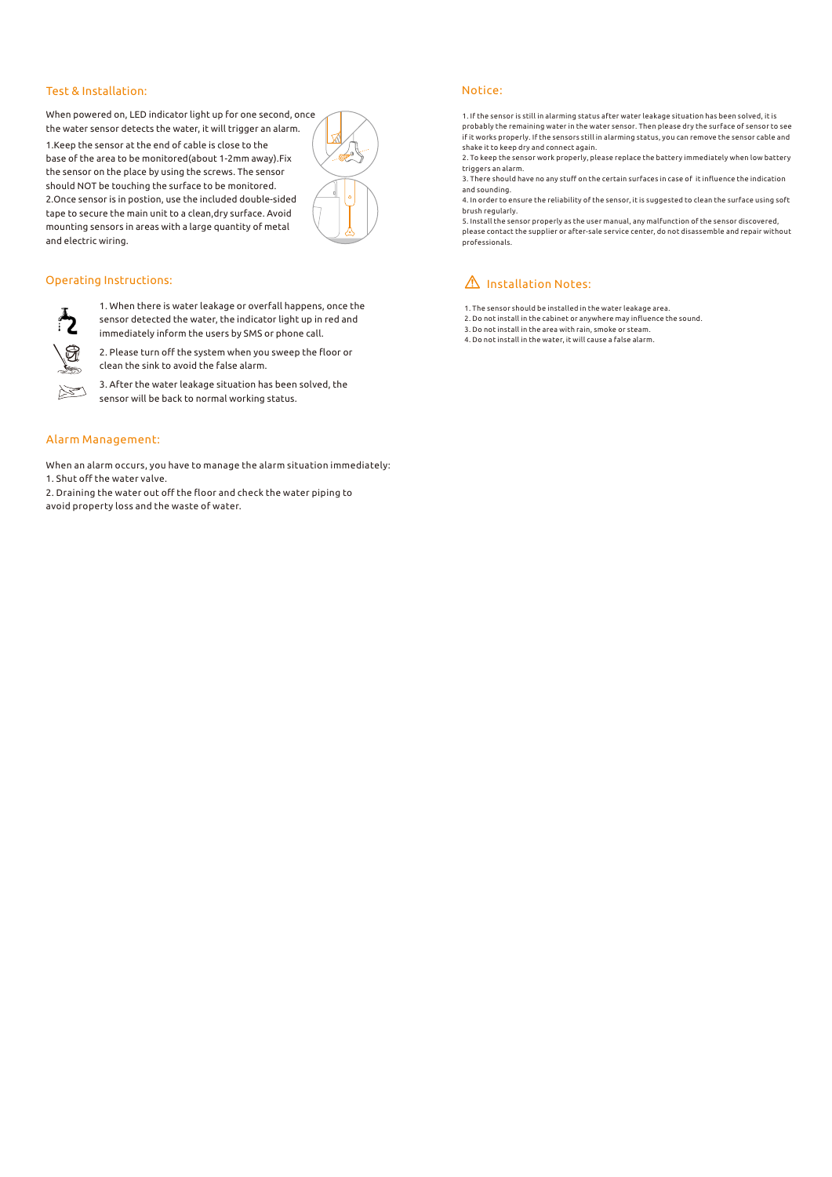## Test & Installation:

When powered on, LED indicator light up for one second, once the water sensor detects the water, it will trigger an alarm.

1.Keep the sensor at the end of cable is close to the base of the area to be monitored(about 1-2mm away).Fix the sensor on the place by using the screws. The sensor should NOT be touching the surface to be monitored.
2.Once sensor is in postion, use the included double-sided tape to secure the main unit to a clean,dry surface. Avoid mounting sensors in areas with a large quantity of metal and electric wiring.

## Operating Instructions:

1. When there is water leakage or overfall happens, once the sensor detected the water, the indicator light up in red and immediately inform the users by SMS or phone call.
2. Please turn off the system when you sweep the floor or clean the sink to avoid the false alarm.
3. After the water leakage situation has been solved, the sensor will be back to normal working status.

## Alarm Management:

When an alarm occurs, you have to manage the alarm situation immediately:
1. Shut off the water valve.
2. Draining the water out off the floor and check the water piping to avoid property loss and the waste of water.

## Notice:

1. If the sensor is still in alarming status after water leakage situation has been solved, it is probably the remaining water in the water sensor. Then please dry the surface of sensor to see if it works properly. If the sensors still in alarming status, you can remove the sensor cable and shake it to keep dry and connect again.
2. To keep the sensor work properly, please replace the battery immediately when low battery triggers an alarm.
3. There should have no any stuff on the certain surfaces in case of it influence the indication and sounding.
4. In order to ensure the reliability of the sensor, it is suggested to clean the surface using soft brush regularly.
5. Install the sensor properly as the user manual, any malfunction of the sensor discovered, please contact the supplier or after-sale service center, do not disassemble and repair without professionals.

## ⚠ Installation Notes:

1. The sensor should be installed in the water leakage area.
2. Do not install in the cabinet or anywhere may influence the sound.
3. Do not install in the area with rain, smoke or steam.
4. Do not install in the water, it will cause a false alarm.